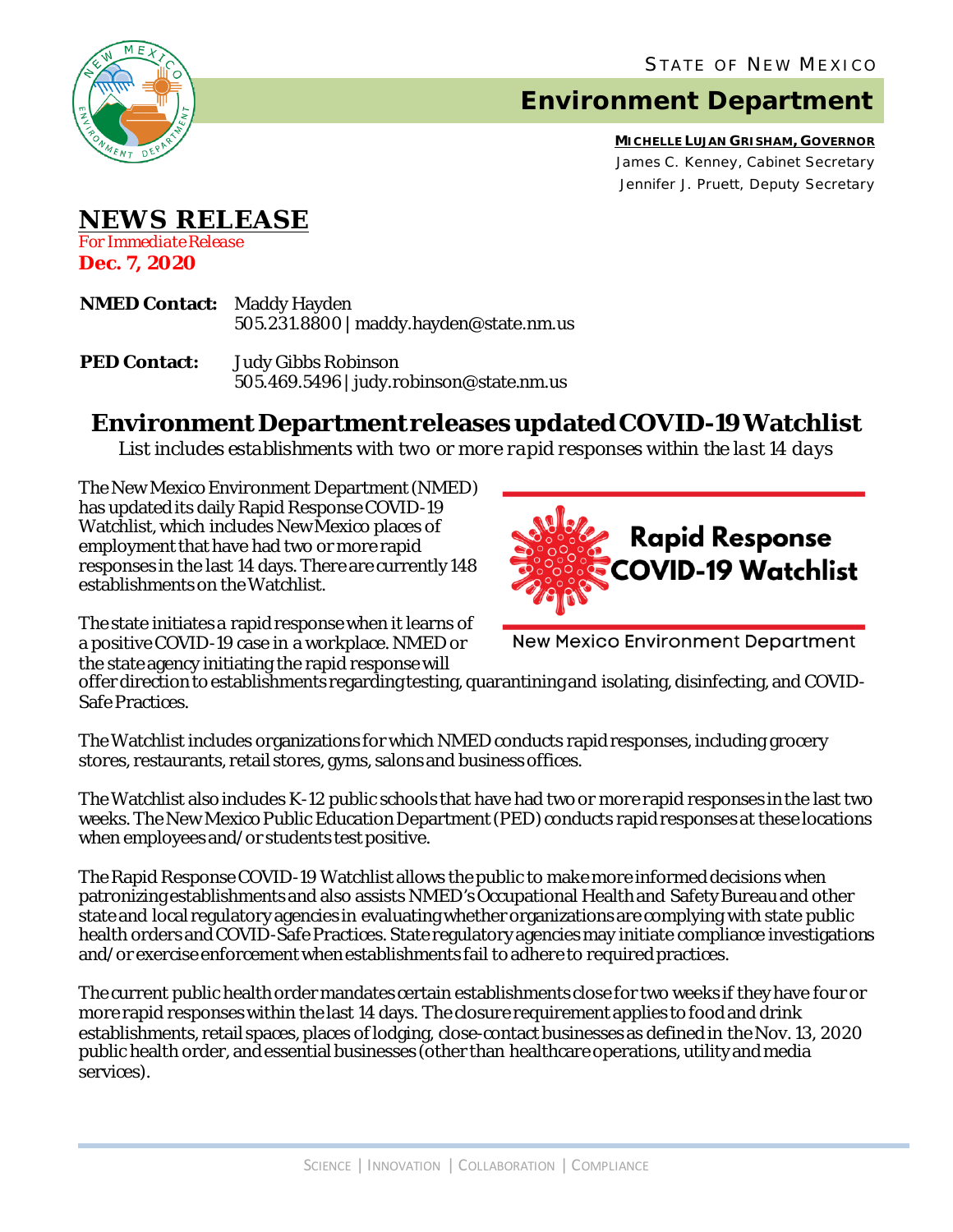STATE OF NEW MEXICO

# Environment Department

**MICHELLE LUJAN GRISHAM, GOVERNOR**
James C. Kenney, Cabinet Secretary
Jennifer J. Pruett, Deputy Secretary

## NEWS RELEASE

*For Immediate Release*
**Dec. 7, 2020**

**NMED Contact:** Maddy Hayden
505.231.8800 | maddy.hayden@state.nm.us

**PED Contact:** Judy Gibbs Robinson
505.469.5496 | judy.robinson@state.nm.us

# Environment Department releases updated COVID-19 Watchlist

*List includes establishments with two or more rapid responses within the last 14 days*

The New Mexico Environment Department (NMED) has updated its daily Rapid Response COVID-19 Watchlist, which includes New Mexico places of employment that have had two or more rapid responses in the last 14 days. There are currently 148 establishments on the Watchlist.

The state initiates a rapid response when it learns of a positive COVID-19 case in a workplace. NMED or the state agency initiating the rapid response will offer direction to establishments regarding testing, quarantining and isolating, disinfecting, and COVID-Safe Practices.

The Watchlist includes organizations for which NMED conducts rapid responses, including grocery stores, restaurants, retail stores, gyms, salons and business offices.

The Watchlist also includes K-12 public schools that have had two or more rapid responses in the last two weeks. The New Mexico Public Education Department (PED) conducts rapid responses at these locations when employees and/or students test positive.

The Rapid Response COVID-19 Watchlist allows the public to make more informed decisions when patronizing establishments and also assists NMED's Occupational Health and Safety Bureau and other state and local regulatory agencies in evaluating whether organizations are complying with state public health orders and COVID-Safe Practices. State regulatory agencies may initiate compliance investigations and/or exercise enforcement when establishments fail to adhere to required practices.

The current public health order mandates certain establishments close for two weeks if they have four or more rapid responses within the last 14 days. The closure requirement applies to food and drink establishments, retail spaces, places of lodging, close-contact businesses as defined in the Nov. 13, 2020 public health order, and essential businesses (other than healthcare operations, utility and media services).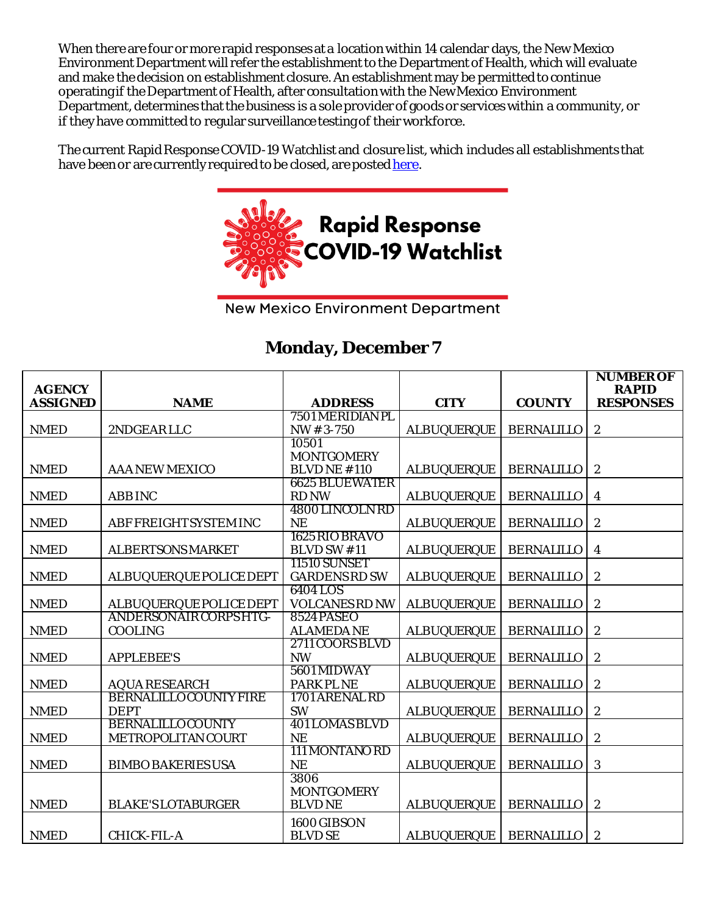When there are four or more rapid responses at a location within 14 calendar days, the New Mexico Environment Department will refer the establishment to the Department of Health, which will evaluate and make the decision on establishment closure. An establishment may be permitted to continue operating if the Department of Health, after consultation with the New Mexico Environment Department, determines that the business is a sole provider of goods or services within a community, or if they have committed to regular surveillance testing of their workforce.

The current Rapid Response COVID-19 Watchlist and closure list, which includes all establishments that have been or are currently required to be closed, are posted [here](#).

**Rapid Response COVID-19 Watchlist**

New Mexico Environment Department

## Monday, December 7

| AGENCY ASSIGNED | NAME | ADDRESS | CITY | COUNTY | NUMBER OF RAPID RESPONSES |
|---|---|---|---|---|---|
| NMED | 2NDGEAR LLC | 7501 MERIDIAN PL NW # 3-750 | ALBUQUERQUE | BERNALILLO | 2 |
| NMED | AAA NEW MEXICO | 10501 MONTGOMERY BLVD NE #110 | ALBUQUERQUE | BERNALILLO | 2 |
| NMED | ABB INC | 6625 BLUEWATER RD NW | ALBUQUERQUE | BERNALILLO | 4 |
| NMED | ABF FREIGHT SYSTEM INC | 4800 LINCOLN RD NE | ALBUQUERQUE | BERNALILLO | 2 |
| NMED | ALBERTSONS MARKET | 1625 RIO BRAVO BLVD SW #11 | ALBUQUERQUE | BERNALILLO | 4 |
| NMED | ALBUQUERQUE POLICE DEPT | 11510 SUNSET GARDENS RD SW | ALBUQUERQUE | BERNALILLO | 2 |
| NMED | ALBUQUERQUE POLICE DEPT | 6404 LOS VOLCANES RD NW | ALBUQUERQUE | BERNALILLO | 2 |
| NMED | ANDERSON AIR CORPS HTG-COOLING | 8524 PASEO ALAMEDA NE | ALBUQUERQUE | BERNALILLO | 2 |
| NMED | APPLEBEE'S | 2711 COORS BLVD NW | ALBUQUERQUE | BERNALILLO | 2 |
| NMED | AQUA RESEARCH | 5601 MIDWAY PARK PL NE | ALBUQUERQUE | BERNALILLO | 2 |
| NMED | BERNALILLO COUNTY FIRE DEPT | 1701 ARENAL RD SW | ALBUQUERQUE | BERNALILLO | 2 |
| NMED | BERNALILLO COUNTY METROPOLITAN COURT | 401 LOMAS BLVD NE | ALBUQUERQUE | BERNALILLO | 2 |
| NMED | BIMBO BAKERIES USA | 111 MONTANO RD NE | ALBUQUERQUE | BERNALILLO | 3 |
| NMED | BLAKE'S LOTABURGER | 3806 MONTGOMERY BLVD NE | ALBUQUERQUE | BERNALILLO | 2 |
| NMED | CHICK-FIL-A | 1600 GIBSON BLVD SE | ALBUQUERQUE | BERNALILLO | 2 |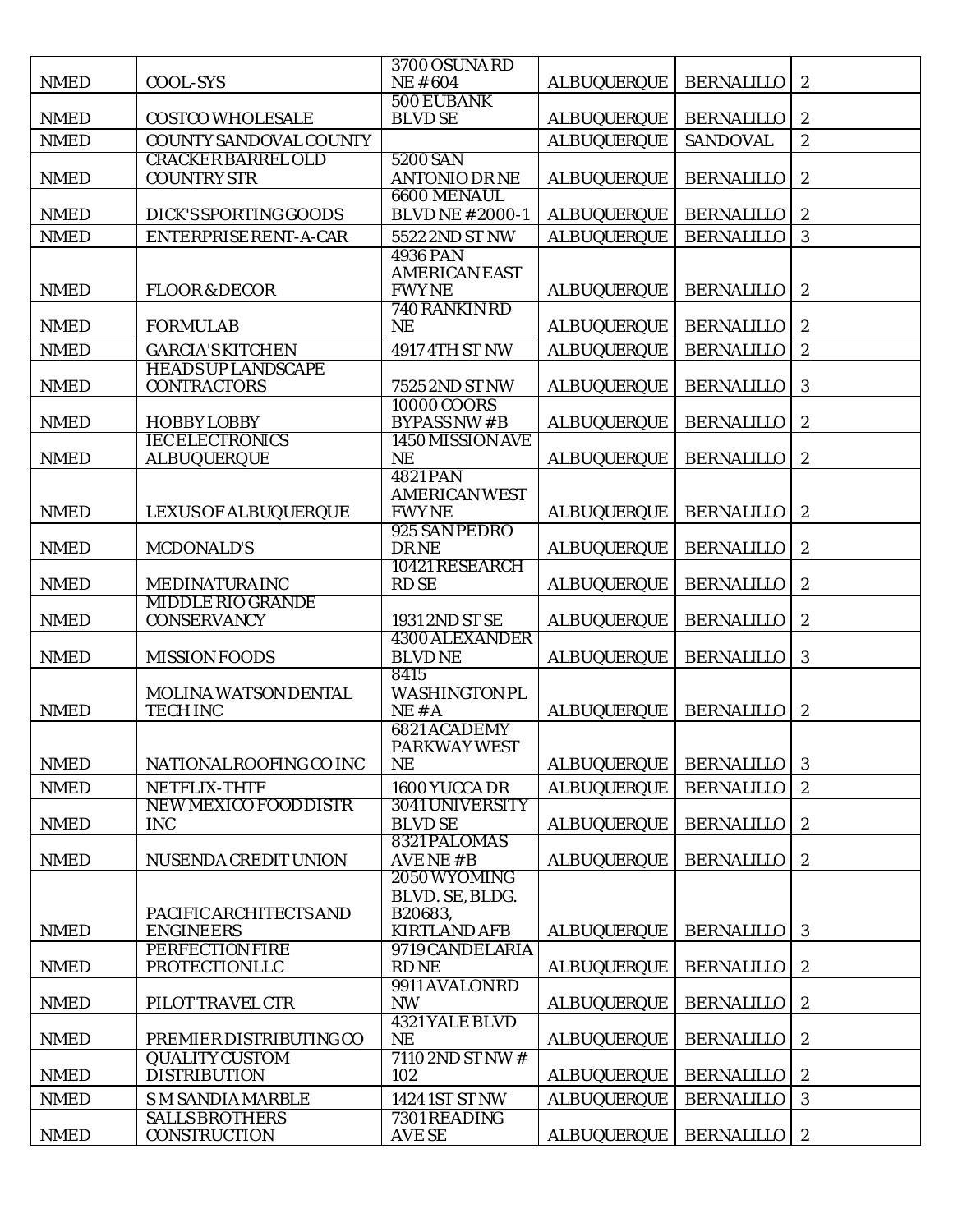| | | | | | |
|---|---|---|---|---|---|
| NMED | COOL-SYS | 3700 OSUNA RD NE # 604 | ALBUQUERQUE | BERNALILLO | 2 |
| NMED | COSTCO WHOLESALE | 500 EUBANK BLVD SE | ALBUQUERQUE | BERNALILLO | 2 |
| NMED | COUNTY SANDOVAL COUNTY | | ALBUQUERQUE | SANDOVAL | 2 |
| NMED | CRACKER BARREL OLD COUNTRY STR | 5200 SAN ANTONIO DR NE | ALBUQUERQUE | BERNALILLO | 2 |
| NMED | DICK'S SPORTING GOODS | 6600 MENAUL BLVD NE # 2000-1 | ALBUQUERQUE | BERNALILLO | 2 |
| NMED | ENTERPRISE RENT-A-CAR | 5522 2ND ST NW | ALBUQUERQUE | BERNALILLO | 3 |
| NMED | FLOOR & DECOR | 4936 PAN AMERICAN EAST FWY NE | ALBUQUERQUE | BERNALILLO | 2 |
| NMED | FORMULAB | 740 RANKIN RD NE | ALBUQUERQUE | BERNALILLO | 2 |
| NMED | GARCIA'S KITCHEN | 4917 4TH ST NW | ALBUQUERQUE | BERNALILLO | 2 |
| NMED | HEADS UP LANDSCAPE CONTRACTORS | 7525 2ND ST NW | ALBUQUERQUE | BERNALILLO | 3 |
| NMED | HOBBY LOBBY | 10000 COORS BYPASS NW # B | ALBUQUERQUE | BERNALILLO | 2 |
| NMED | IEC ELECTRONICS ALBUQUERQUE | 1450 MISSION AVE NE | ALBUQUERQUE | BERNALILLO | 2 |
| NMED | LEXUS OF ALBUQUERQUE | 4821 PAN AMERICAN WEST FWY NE | ALBUQUERQUE | BERNALILLO | 2 |
| NMED | MCDONALD'S | 925 SAN PEDRO DR NE | ALBUQUERQUE | BERNALILLO | 2 |
| NMED | MEDINATURA INC | 10421 RESEARCH RD SE | ALBUQUERQUE | BERNALILLO | 2 |
| NMED | MIDDLE RIO GRANDE CONSERVANCY | 1931 2ND ST SE | ALBUQUERQUE | BERNALILLO | 2 |
| NMED | MISSION FOODS | 4300 ALEXANDER BLVD NE | ALBUQUERQUE | BERNALILLO | 3 |
| NMED | MOLINA WATSON DENTAL TECH INC | 8415 WASHINGTON PL NE # A | ALBUQUERQUE | BERNALILLO | 2 |
| NMED | NATIONAL ROOFING CO INC | 6821 ACADEMY PARKWAY WEST NE | ALBUQUERQUE | BERNALILLO | 3 |
| NMED | NETFLIX-THTF | 1600 YUCCA DR | ALBUQUERQUE | BERNALILLO | 2 |
| NMED | NEW MEXICO FOOD DISTR INC | 3041 UNIVERSITY BLVD SE | ALBUQUERQUE | BERNALILLO | 2 |
| NMED | NUSENDA CREDIT UNION | 8321 PALOMAS AVE NE # B | ALBUQUERQUE | BERNALILLO | 2 |
| NMED | PACIFIC ARCHITECTS AND ENGINEERS | 2050 WYOMING BLVD. SE, BLDG. B20683, KIRTLAND AFB | ALBUQUERQUE | BERNALILLO | 3 |
| NMED | PERFECTION FIRE PROTECTION LLC | 9719 CANDELARIA RD NE | ALBUQUERQUE | BERNALILLO | 2 |
| NMED | PILOT TRAVEL CTR | 9911 AVALON RD NW | ALBUQUERQUE | BERNALILLO | 2 |
| NMED | PREMIER DISTRIBUTING CO | 4321 YALE BLVD NE | ALBUQUERQUE | BERNALILLO | 2 |
| NMED | QUALITY CUSTOM DISTRIBUTION | 7110 2ND ST NW # 102 | ALBUQUERQUE | BERNALILLO | 2 |
| NMED | S M SANDIA MARBLE | 1424 1ST ST NW | ALBUQUERQUE | BERNALILLO | 3 |
| NMED | SALLS BROTHERS CONSTRUCTION | 7301 READING AVE SE | ALBUQUERQUE | BERNALILLO | 2 |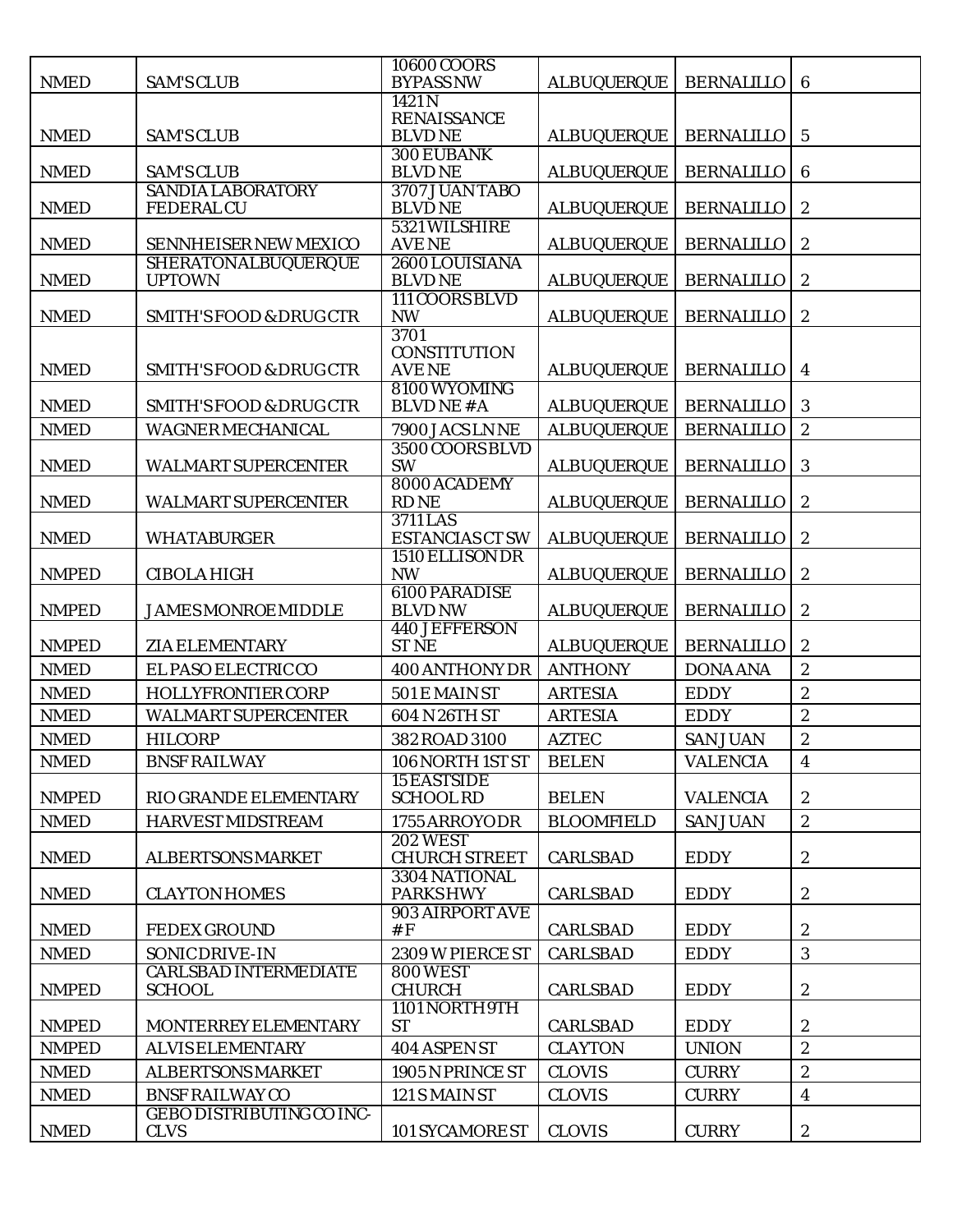| | | | | | |
|---|---|---|---|---|---|
| NMED | SAM'S CLUB | 10600 COORS BYPASS NW | ALBUQUERQUE | BERNALILLO | 6 |
| NMED | SAM'S CLUB | 1421 N RENAISSANCE BLVD NE | ALBUQUERQUE | BERNALILLO | 5 |
| NMED | SAM'S CLUB | 300 EUBANK BLVD NE | ALBUQUERQUE | BERNALILLO | 6 |
| NMED | SANDIA LABORATORY FEDERAL CU | 3707 JUAN TABO BLVD NE | ALBUQUERQUE | BERNALILLO | 2 |
| NMED | SENNHEISER NEW MEXICO | 5321 WILSHIRE AVE NE | ALBUQUERQUE | BERNALILLO | 2 |
| NMED | SHERATON ALBUQUERQUE UPTOWN | 2600 LOUISIANA BLVD NE | ALBUQUERQUE | BERNALILLO | 2 |
| NMED | SMITH'S FOOD & DRUG CTR | 111 COORS BLVD NW | ALBUQUERQUE | BERNALILLO | 2 |
| NMED | SMITH'S FOOD & DRUG CTR | 3701 CONSTITUTION AVE NE | ALBUQUERQUE | BERNALILLO | 4 |
| NMED | SMITH'S FOOD & DRUG CTR | 8100 WYOMING BLVD NE # A | ALBUQUERQUE | BERNALILLO | 3 |
| NMED | WAGNER MECHANICAL | 7900 JACS LN NE | ALBUQUERQUE | BERNALILLO | 2 |
| NMED | WALMART SUPERCENTER | 3500 COORS BLVD SW | ALBUQUERQUE | BERNALILLO | 3 |
| NMED | WALMART SUPERCENTER | 8000 ACADEMY RD NE | ALBUQUERQUE | BERNALILLO | 2 |
| NMED | WHATABURGER | 3711 LAS ESTANCIAS CT SW | ALBUQUERQUE | BERNALILLO | 2 |
| NMPED | CIBOLA HIGH | 1510 ELLISON DR NW | ALBUQUERQUE | BERNALILLO | 2 |
| NMPED | JAMES MONROE MIDDLE | 6100 PARADISE BLVD NW | ALBUQUERQUE | BERNALILLO | 2 |
| NMPED | ZIA ELEMENTARY | 440 JEFFERSON ST NE | ALBUQUERQUE | BERNALILLO | 2 |
| NMED | EL PASO ELECTRIC CO | 400 ANTHONY DR | ANTHONY | DONA ANA | 2 |
| NMED | HOLLYFRONTIER CORP | 501 E MAIN ST | ARTESIA | EDDY | 2 |
| NMED | WALMART SUPERCENTER | 604 N 26TH ST | ARTESIA | EDDY | 2 |
| NMED | HILCORP | 382 ROAD 3100 | AZTEC | SAN JUAN | 2 |
| NMED | BNSF RAILWAY | 106 NORTH 1ST ST | BELEN | VALENCIA | 4 |
| NMPED | RIO GRANDE ELEMENTARY | 15 EASTSIDE SCHOOL RD | BELEN | VALENCIA | 2 |
| NMED | HARVEST MIDSTREAM | 1755 ARROYO DR | BLOOMFIELD | SAN JUAN | 2 |
| NMED | ALBERTSONS MARKET | 202 WEST CHURCH STREET | CARLSBAD | EDDY | 2 |
| NMED | CLAYTON HOMES | 3304 NATIONAL PARKS HWY | CARLSBAD | EDDY | 2 |
| NMED | FEDEX GROUND | 903 AIRPORT AVE # F | CARLSBAD | EDDY | 2 |
| NMED | SONIC DRIVE-IN | 2309 W PIERCE ST | CARLSBAD | EDDY | 3 |
| NMPED | CARLSBAD INTERMEDIATE SCHOOL | 800 WEST CHURCH | CARLSBAD | EDDY | 2 |
| NMPED | MONTERREY ELEMENTARY | 1101 NORTH 9TH ST | CARLSBAD | EDDY | 2 |
| NMPED | ALVIS ELEMENTARY | 404 ASPEN ST | CLAYTON | UNION | 2 |
| NMED | ALBERTSONS MARKET | 1905 N PRINCE ST | CLOVIS | CURRY | 2 |
| NMED | BNSF RAILWAY CO | 121 S MAIN ST | CLOVIS | CURRY | 4 |
| NMED | GEBO DISTRIBUTING CO INC-CLVS | 101 SYCAMORE ST | CLOVIS | CURRY | 2 |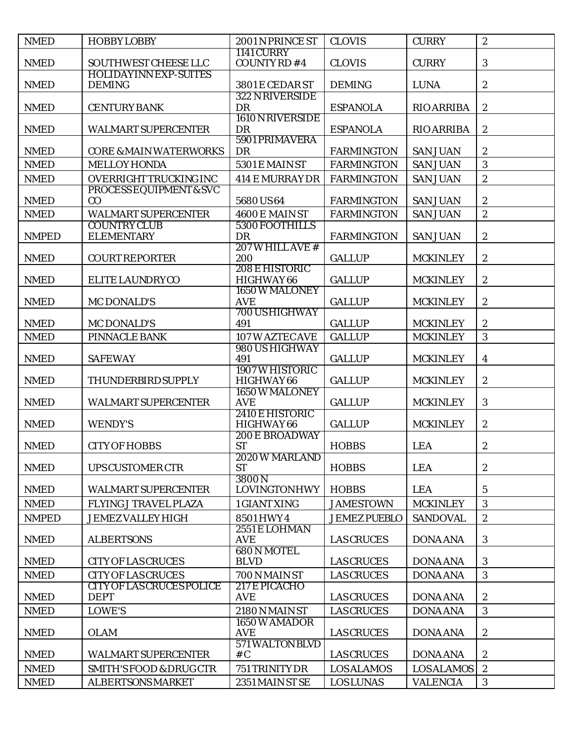| NMED | HOBBY LOBBY | 2001 N PRINCE ST | CLOVIS | CURRY | 2 |
|---|---|---|---|---|---|
| NMED | SOUTHWEST CHEESE LLC | 1141 CURRY COUNTY RD #4 | CLOVIS | CURRY | 3 |
| NMED | HOLIDAY INN EXP-SUITES DEMING | 3801 E CEDAR ST | DEMING | LUNA | 2 |
| NMED | CENTURY BANK | 322 N RIVERSIDE DR | ESPANOLA | RIO ARRIBA | 2 |
| NMED | WALMART SUPERCENTER | 1610 N RIVERSIDE DR | ESPANOLA | RIO ARRIBA | 2 |
| NMED | CORE & MAIN WATERWORKS | 5901 PRIMAVERA DR | FARMINGTON | SAN JUAN | 2 |
| NMED | MELLOY HONDA | 5301 E MAIN ST | FARMINGTON | SAN JUAN | 3 |
| NMED | OVERRIGHT TRUCKING INC | 414 E MURRAY DR | FARMINGTON | SAN JUAN | 2 |
| NMED | PROCESS EQUIPMENT & SVC CO | 5680 US 64 | FARMINGTON | SAN JUAN | 2 |
| NMED | WALMART SUPERCENTER | 4600 E MAIN ST | FARMINGTON | SAN JUAN | 2 |
| NMPED | COUNTRY CLUB ELEMENTARY | 5300 FOOTHILLS DR | FARMINGTON | SAN JUAN | 2 |
| NMED | COURT REPORTER | 207 W HILL AVE # 200 | GALLUP | MCKINLEY | 2 |
| NMED | ELITE LAUNDRY CO | 208 E HISTORIC HIGHWAY 66 | GALLUP | MCKINLEY | 2 |
| NMED | MC DONALD'S | 1650 W MALONEY AVE | GALLUP | MCKINLEY | 2 |
| NMED | MC DONALD'S | 700 US HIGHWAY 491 | GALLUP | MCKINLEY | 2 |
| NMED | PINNACLE BANK | 107 W AZTEC AVE | GALLUP | MCKINLEY | 3 |
| NMED | SAFEWAY | 980 US HIGHWAY 491 | GALLUP | MCKINLEY | 4 |
| NMED | THUNDERBIRD SUPPLY | 1907 W HISTORIC HIGHWAY 66 | GALLUP | MCKINLEY | 2 |
| NMED | WALMART SUPERCENTER | 1650 W MALONEY AVE | GALLUP | MCKINLEY | 3 |
| NMED | WENDY'S | 2410 E HISTORIC HIGHWAY 66 | GALLUP | MCKINLEY | 2 |
| NMED | CITY OF HOBBS | 200 E BROADWAY ST | HOBBS | LEA | 2 |
| NMED | UPS CUSTOMER CTR | 2020 W MARLAND ST | HOBBS | LEA | 2 |
| NMED | WALMART SUPERCENTER | 3800 N LOVINGTON HWY | HOBBS | LEA | 5 |
| NMED | FLYING J TRAVEL PLAZA | 1 GIANT XING | JAMESTOWN | MCKINLEY | 3 |
| NMPED | JEMEZ VALLEY HIGH | 8501 HWY 4 | JEMEZ PUEBLO | SANDOVAL | 2 |
| NMED | ALBERTSONS | 2551 E LOHMAN AVE | LAS CRUCES | DONA ANA | 3 |
| NMED | CITY OF LAS CRUCES | 680 N MOTEL BLVD | LAS CRUCES | DONA ANA | 3 |
| NMED | CITY OF LAS CRUCES | 700 N MAIN ST | LAS CRUCES | DONA ANA | 3 |
| NMED | CITY OF LAS CRUCES POLICE DEPT | 217 E PICACHO AVE | LAS CRUCES | DONA ANA | 2 |
| NMED | LOWE'S | 2180 N MAIN ST | LAS CRUCES | DONA ANA | 3 |
| NMED | OLAM | 1650 W AMADOR AVE | LAS CRUCES | DONA ANA | 2 |
| NMED | WALMART SUPERCENTER | 571 WALTON BLVD # C | LAS CRUCES | DONA ANA | 2 |
| NMED | SMITH'S FOOD & DRUG CTR | 751 TRINITY DR | LOS ALAMOS | LOS ALAMOS | 2 |
| NMED | ALBERTSONS MARKET | 2351 MAIN ST SE | LOS LUNAS | VALENCIA | 3 |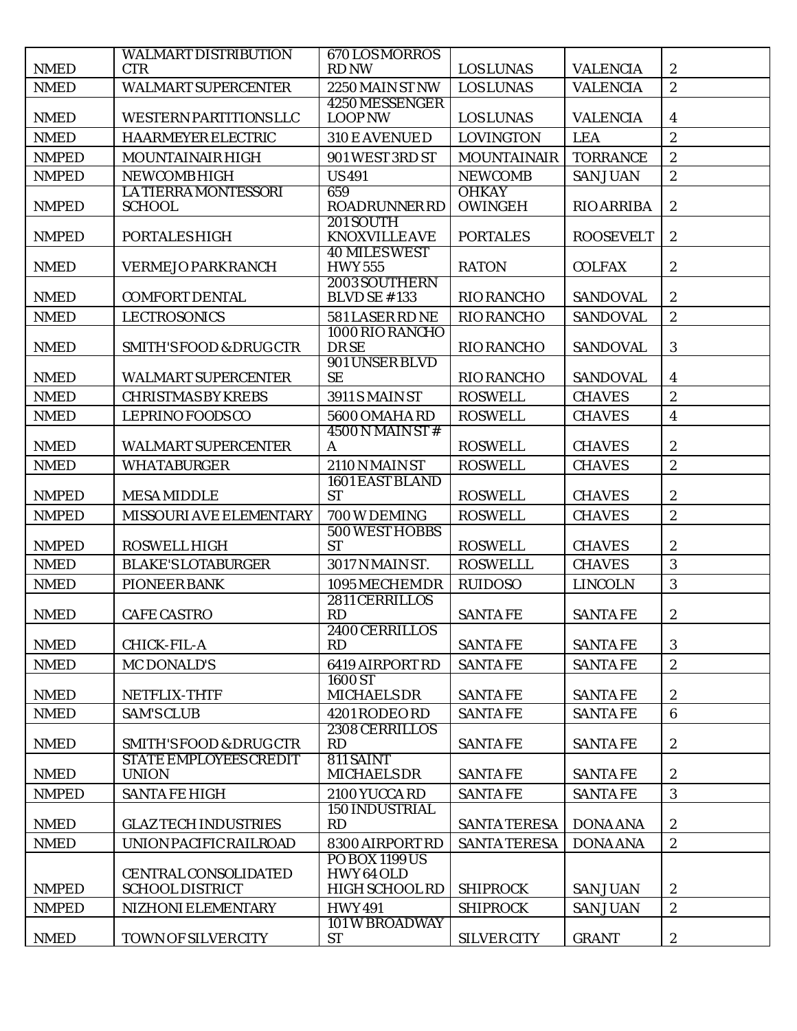| NMED | WALMART DISTRIBUTION CTR | 670 LOS MORROS RD NW | LOS LUNAS | VALENCIA | 2 |
|---|---|---|---|---|---|
| NMED | WALMART SUPERCENTER | 2250 MAIN ST NW | LOS LUNAS | VALENCIA | 2 |
| NMED | WESTERN PARTITIONS LLC | 4250 MESSENGER LOOP NW | LOS LUNAS | VALENCIA | 4 |
| NMED | HAARMEYER ELECTRIC | 310 E AVENUE D | LOVINGTON | LEA | 2 |
| NMPED | MOUNTAINAIR HIGH | 901 WEST 3RD ST | MOUNTAINAIR | TORRANCE | 2 |
| NMPED | NEWCOMB HIGH | US 491 | NEWCOMB | SAN JUAN | 2 |
| NMPED | LA TIERRA MONTESSORI SCHOOL | 659 ROADRUNNER RD | OHKAY OWINGEH | RIO ARRIBA | 2 |
| NMPED | PORTALES HIGH | 201 SOUTH KNOXVILLE AVE | PORTALES | ROOSEVELT | 2 |
| NMED | VERMEJO PARK RANCH | 40 MILES WEST HWY 555 | RATON | COLFAX | 2 |
| NMED | COMFORT DENTAL | 2003 SOUTHERN BLVD SE # 133 | RIO RANCHO | SANDOVAL | 2 |
| NMED | LECTROSONICS | 581 LASER RD NE | RIO RANCHO | SANDOVAL | 2 |
| NMED | SMITH'S FOOD & DRUG CTR | 1000 RIO RANCHO DR SE | RIO RANCHO | SANDOVAL | 3 |
| NMED | WALMART SUPERCENTER | 901 UNSER BLVD SE | RIO RANCHO | SANDOVAL | 4 |
| NMED | CHRISTMAS BY KREBS | 3911 S MAIN ST | ROSWELL | CHAVES | 2 |
| NMED | LEPRINO FOODS CO | 5600 OMAHA RD | ROSWELL | CHAVES | 4 |
| NMED | WALMART SUPERCENTER | 4500 N MAIN ST # A | ROSWELL | CHAVES | 2 |
| NMED | WHATABURGER | 2110 N MAIN ST | ROSWELL | CHAVES | 2 |
| NMPED | MESA MIDDLE | 1601 EAST BLAND ST | ROSWELL | CHAVES | 2 |
| NMPED | MISSOURI AVE ELEMENTARY | 700 W DEMING | ROSWELL | CHAVES | 2 |
| NMPED | ROSWELL HIGH | 500 WEST HOBBS ST | ROSWELL | CHAVES | 2 |
| NMED | BLAKE'S LOTABURGER | 3017 N MAIN ST. | ROSWELLL | CHAVES | 3 |
| NMED | PIONEER BANK | 1095 MECHEM DR | RUIDOSO | LINCOLN | 3 |
| NMED | CAFE CASTRO | 2811 CERRILLOS RD | SANTA FE | SANTA FE | 2 |
| NMED | CHICK-FIL-A | 2400 CERRILLOS RD | SANTA FE | SANTA FE | 3 |
| NMED | MC DONALD'S | 6419 AIRPORT RD | SANTA FE | SANTA FE | 2 |
| NMED | NETFLIX-THTF | 1600 ST MICHAELS DR | SANTA FE | SANTA FE | 2 |
| NMED | SAM'S CLUB | 4201 RODEO RD | SANTA FE | SANTA FE | 6 |
| NMED | SMITH'S FOOD & DRUG CTR | 2308 CERRILLOS RD | SANTA FE | SANTA FE | 2 |
| NMED | STATE EMPLOYEES CREDIT UNION | 811 SAINT MICHAELS DR | SANTA FE | SANTA FE | 2 |
| NMPED | SANTA FE HIGH | 2100 YUCCA RD | SANTA FE | SANTA FE | 3 |
| NMED | GLAZTECH INDUSTRIES | 150 INDUSTRIAL RD | SANTA TERESA | DONA ANA | 2 |
| NMED | UNION PACIFIC RAILROAD | 8300 AIRPORT RD | SANTA TERESA | DONA ANA | 2 |
| NMPED | CENTRAL CONSOLIDATED SCHOOL DISTRICT | PO BOX 1199 US HWY 64 OLD HIGH SCHOOL RD | SHIPROCK | SAN JUAN | 2 |
| NMPED | NIZHONI ELEMENTARY | HWY 491 | SHIPROCK | SAN JUAN | 2 |
| NMED | TOWN OF SILVER CITY | 101 W BROADWAY ST | SILVER CITY | GRANT | 2 |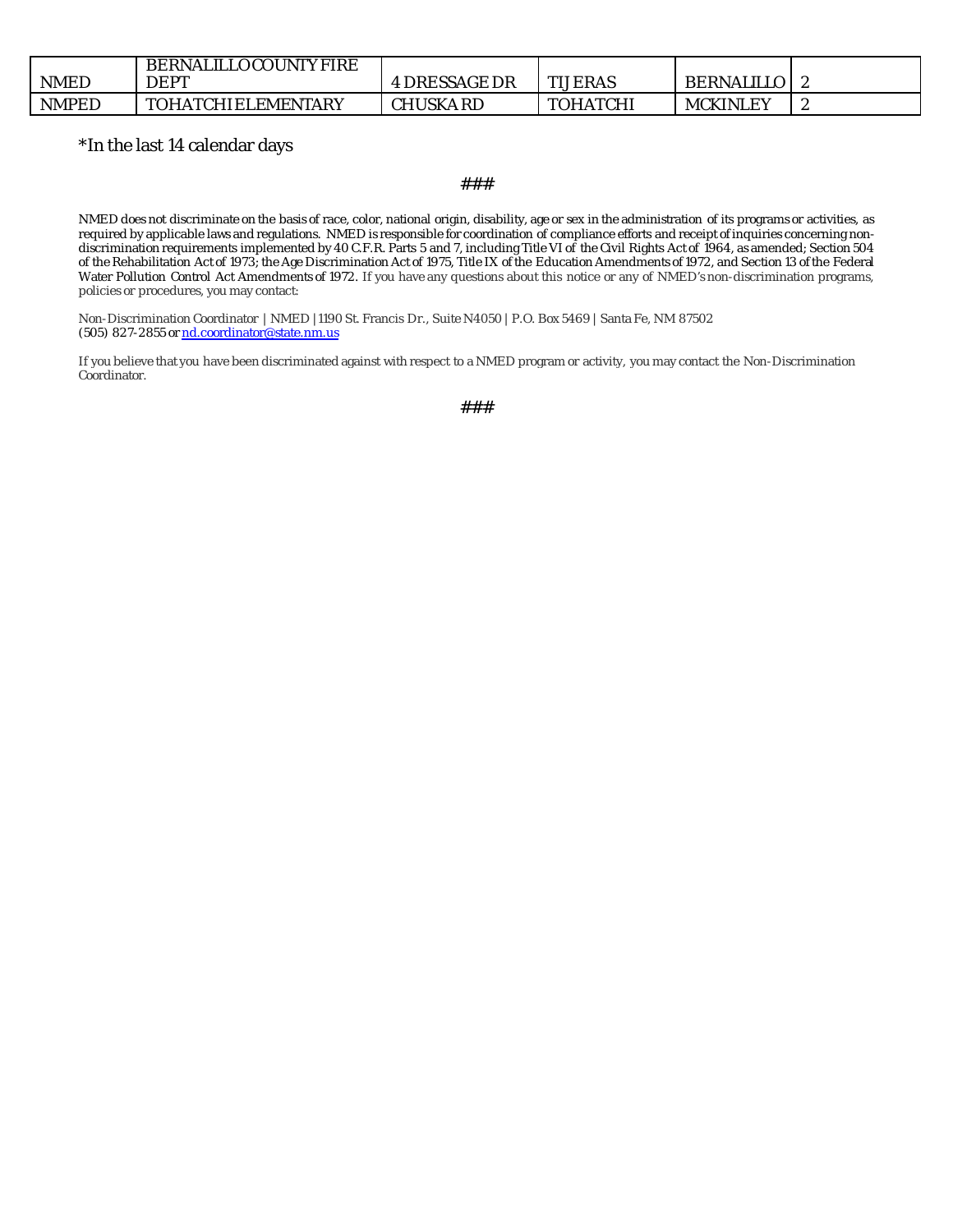| | | | | | |
|---|---|---|---|---|---|
| NMED | BERNALILLO COUNTY FIRE DEPT | 4 DRESSAGE DR | TIJERAS | BERNALILLO | 2 |
| NMPED | TOHATCHI ELEMENTARY | CHUSKA RD | TOHATCHI | MCKINLEY | 2 |

*In the last 14 calendar days

###

NMED does not discriminate on the basis of race, color, national origin, disability, age or sex in the administration of its programs or activities, as required by applicable laws and regulations. NMED is responsible for coordination of compliance efforts and receipt of inquiries concerning non-discrimination requirements implemented by 40 C.F.R. Parts 5 and 7, including Title VI of the Civil Rights Act of 1964, as amended; Section 504 of the Rehabilitation Act of 1973; the Age Discrimination Act of 1975, Title IX of the Education Amendments of 1972, and Section 13 of the Federal Water Pollution Control Act Amendments of 1972. If you have any questions about this notice or any of NMED's non-discrimination programs, policies or procedures, you may contact:

Non-Discrimination Coordinator | NMED | 1190 St. Francis Dr., Suite N4050 | P.O. Box 5469 | Santa Fe, NM 87502
(505) 827-2855 or nd.coordinator@state.nm.us

If you believe that you have been discriminated against with respect to a NMED program or activity, you may contact the Non-Discrimination Coordinator.

###